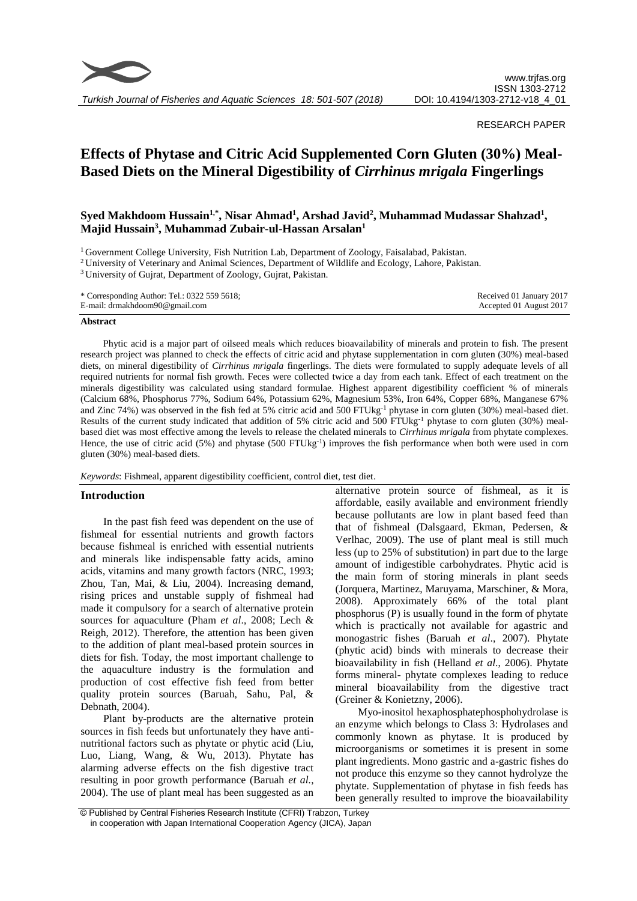RESEARCH PAPER

# Effects of Phytase and Citric Acid Supplemented Corn Gluten (30%) Meal-Based Diets on the Mineral Digestibility of *Cirrhinus mrigala* Fingerlings

**Syed Makhdoom Hussain[1,*], Nisar Ahmad[1], Arshad Javid[2], Muhammad Mudassar Shahzad[1], Majid Hussain[3], Muhammad Zubair-ul-Hassan Arsalan[1]**

[1] Government College University, Fish Nutrition Lab, Department of Zoology, Faisalabad, Pakistan.
[2] University of Veterinary and Animal Sciences, Department of Wildlife and Ecology, Lahore, Pakistan.
[3] University of Gujrat, Department of Zoology, Gujrat, Pakistan.

\* Corresponding Author: Tel.: 0322 559 5618;
E-mail: drmakhdoom90@gmail.com

Received 01 January 2017
Accepted 01 August 2017

## Abstract

Phytic acid is a major part of oilseed meals which reduces bioavailability of minerals and protein to fish. The present research project was planned to check the effects of citric acid and phytase supplementation in corn gluten (30%) meal-based diets, on mineral digestibility of *Cirrhinus mrigala* fingerlings. The diets were formulated to supply adequate levels of all required nutrients for normal fish growth. Feces were collected twice a day from each tank. Effect of each treatment on the minerals digestibility was calculated using standard formulae. Highest apparent digestibility coefficient % of minerals (Calcium 68%, Phosphorus 77%, Sodium 64%, Potassium 62%, Magnesium 53%, Iron 64%, Copper 68%, Manganese 67% and Zinc 74%) was observed in the fish fed at 5% citric acid and 500 FTUkg$^{-1}$ phytase in corn gluten (30%) meal-based diet. Results of the current study indicated that addition of 5% citric acid and 500 FTUkg$^{-1}$ phytase to corn gluten (30%) meal-based diet was most effective among the levels to release the chelated minerals to *Cirrhinus mrigala* from phytate complexes. Hence, the use of citric acid (5%) and phytase (500 FTUkg$^{-1}$) improves the fish performance when both were used in corn gluten (30%) meal-based diets.

*Keywords*: Fishmeal, apparent digestibility coefficient, control diet, test diet.

## Introduction

In the past fish feed was dependent on the use of fishmeal for essential nutrients and growth factors because fishmeal is enriched with essential nutrients and minerals like indispensable fatty acids, amino acids, vitamins and many growth factors (NRC, 1993; Zhou, Tan, Mai, & Liu, 2004). Increasing demand, rising prices and unstable supply of fishmeal had made it compulsory for a search of alternative protein sources for aquaculture (Pham *et al*., 2008; Lech & Reigh, 2012). Therefore, the attention has been given to the addition of plant meal-based protein sources in diets for fish. Today, the most important challenge to the aquaculture industry is the formulation and production of cost effective fish feed from better quality protein sources (Baruah, Sahu, Pal, & Debnath, 2004).

Plant by-products are the alternative protein sources in fish feeds but unfortunately they have anti-nutritional factors such as phytate or phytic acid (Liu, Luo, Liang, Wang, & Wu, 2013). Phytate has alarming adverse effects on the fish digestive tract resulting in poor growth performance (Baruah *et al.*, 2004). The use of plant meal has been suggested as an alternative protein source of fishmeal, as it is affordable, easily available and environment friendly because pollutants are low in plant based feed than that of fishmeal (Dalsgaard, Ekman, Pedersen, & Verlhac, 2009). The use of plant meal is still much less (up to 25% of substitution) in part due to the large amount of indigestible carbohydrates. Phytic acid is the main form of storing minerals in plant seeds (Jorquera, Martinez, Maruyama, Marschiner, & Mora, 2008). Approximately 66% of the total plant phosphorus (P) is usually found in the form of phytate which is practically not available for agastric and monogastric fishes (Baruah *et al*., 2007). Phytate (phytic acid) binds with minerals to decrease their bioavailability in fish (Helland *et al*., 2006). Phytate forms mineral- phytate complexes leading to reduce mineral bioavailability from the digestive tract (Greiner & Konietzny, 2006).

Myo-inositol hexaphosphatephosphohydrolase is an enzyme which belongs to Class 3: Hydrolases and commonly known as phytase. It is produced by microorganisms or sometimes it is present in some plant ingredients. Mono gastric and a-gastric fishes do not produce this enzyme so they cannot hydrolyze the phytate. Supplementation of phytase in fish feeds has been generally resulted to improve the bioavailability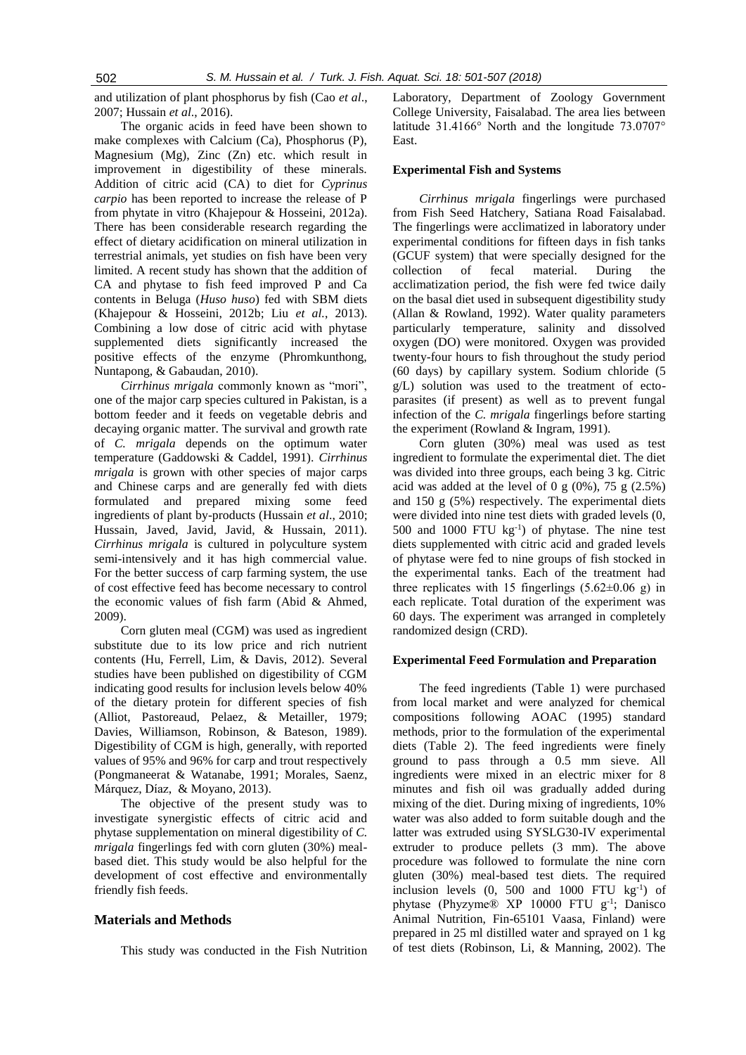and utilization of plant phosphorus by fish (Cao *et al*., 2007; Hussain *et al*., 2016).

The organic acids in feed have been shown to make complexes with Calcium (Ca), Phosphorus (P), Magnesium (Mg), Zinc (Zn) etc. which result in improvement in digestibility of these minerals. Addition of citric acid (CA) to diet for *Cyprinus carpio* has been reported to increase the release of P from phytate in vitro (Khajepour & Hosseini, 2012a). There has been considerable research regarding the effect of dietary acidification on mineral utilization in terrestrial animals, yet studies on fish have been very limited. A recent study has shown that the addition of CA and phytase to fish feed improved P and Ca contents in Beluga (*Huso huso*) fed with SBM diets (Khajepour & Hosseini, 2012b; Liu *et al.*, 2013). Combining a low dose of citric acid with phytase supplemented diets significantly increased the positive effects of the enzyme (Phromkunthong, Nuntapong, & Gabaudan, 2010).

*Cirrhinus mrigala* commonly known as "mori", one of the major carp species cultured in Pakistan, is a bottom feeder and it feeds on vegetable debris and decaying organic matter. The survival and growth rate of *C. mrigala* depends on the optimum water temperature (Gaddowski & Caddel, 1991). *Cirrhinus mrigala* is grown with other species of major carps and Chinese carps and are generally fed with diets formulated and prepared mixing some feed ingredients of plant by-products (Hussain *et al*., 2010; Hussain, Javed, Javid, Javid, & Hussain, 2011). *Cirrhinus mrigala* is cultured in polyculture system semi-intensively and it has high commercial value. For the better success of carp farming system, the use of cost effective feed has become necessary to control the economic values of fish farm (Abid & Ahmed, 2009).

Corn gluten meal (CGM) was used as ingredient substitute due to its low price and rich nutrient contents (Hu, Ferrell, Lim, & Davis, 2012). Several studies have been published on digestibility of CGM indicating good results for inclusion levels below 40% of the dietary protein for different species of fish (Alliot, Pastoreaud, Pelaez, & Metailler, 1979; Davies, Williamson, Robinson, & Bateson, 1989). Digestibility of CGM is high, generally, with reported values of 95% and 96% for carp and trout respectively (Pongmaneerat & Watanabe, 1991; Morales, Saenz, Márquez, Díaz, & Moyano, 2013).

The objective of the present study was to investigate synergistic effects of citric acid and phytase supplementation on mineral digestibility of *C. mrigala* fingerlings fed with corn gluten (30%) meal-based diet. This study would be also helpful for the development of cost effective and environmentally friendly fish feeds.

## Materials and Methods

This study was conducted in the Fish Nutrition Laboratory, Department of Zoology Government College University, Faisalabad. The area lies between latitude 31.4166° North and the longitude 73.0707° East.

### Experimental Fish and Systems

*Cirrhinus mrigala* fingerlings were purchased from Fish Seed Hatchery, Satiana Road Faisalabad. The fingerlings were acclimatized in laboratory under experimental conditions for fifteen days in fish tanks (GCUF system) that were specially designed for the collection of fecal material. During the acclimatization period, the fish were fed twice daily on the basal diet used in subsequent digestibility study (Allan & Rowland, 1992). Water quality parameters particularly temperature, salinity and dissolved oxygen (DO) were monitored. Oxygen was provided twenty-four hours to fish throughout the study period (60 days) by capillary system. Sodium chloride (5 g/L) solution was used to the treatment of ecto-parasites (if present) as well as to prevent fungal infection of the *C. mrigala* fingerlings before starting the experiment (Rowland & Ingram, 1991).

Corn gluten (30%) meal was used as test ingredient to formulate the experimental diet. The diet was divided into three groups, each being 3 kg. Citric acid was added at the level of 0 g (0%), 75 g (2.5%) and 150 g (5%) respectively. The experimental diets were divided into nine test diets with graded levels (0, 500 and 1000 FTU $kg^{-1}$) of phytase. The nine test diets supplemented with citric acid and graded levels of phytase were fed to nine groups of fish stocked in the experimental tanks. Each of the treatment had three replicates with 15 fingerlings (5.62±0.06 g) in each replicate. Total duration of the experiment was 60 days. The experiment was arranged in completely randomized design (CRD).

### Experimental Feed Formulation and Preparation

The feed ingredients (Table 1) were purchased from local market and were analyzed for chemical compositions following AOAC (1995) standard methods, prior to the formulation of the experimental diets (Table 2). The feed ingredients were finely ground to pass through a 0.5 mm sieve. All ingredients were mixed in an electric mixer for 8 minutes and fish oil was gradually added during mixing of the diet. During mixing of ingredients, 10% water was also added to form suitable dough and the latter was extruded using SYSLG30-IV experimental extruder to produce pellets (3 mm). The above procedure was followed to formulate the nine corn gluten (30%) meal-based test diets. The required inclusion levels (0, 500 and 1000 FTU $kg^{-1}$) of phytase (Phyzyme® XP 10000 FTU $g^{-1}$; Danisco Animal Nutrition, Fin-65101 Vaasa, Finland) were prepared in 25 ml distilled water and sprayed on 1 kg of test diets (Robinson, Li, & Manning, 2002). The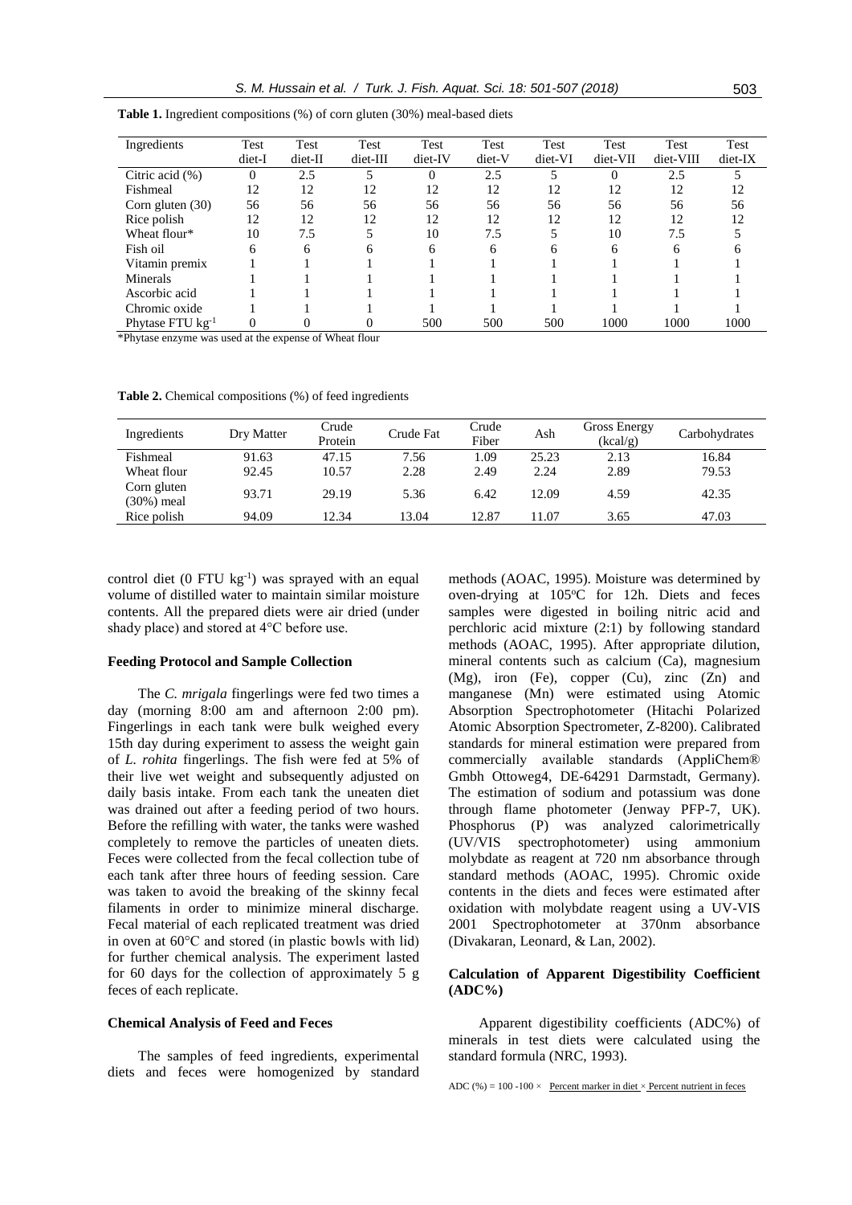**Table 1.** Ingredient compositions (%) of corn gluten (30%) meal-based diets

| Ingredients | Test diet-I | Test diet-II | Test diet-III | Test diet-IV | Test diet-V | Test diet-VI | Test diet-VII | Test diet-VIII | Test diet-IX |
|---|---|---|---|---|---|---|---|---|---|
| Citric acid (%) | 0 | 2.5 | 5 | 0 | 2.5 | 5 | 0 | 2.5 | 5 |
| Fishmeal | 12 | 12 | 12 | 12 | 12 | 12 | 12 | 12 | 12 |
| Corn gluten (30) | 56 | 56 | 56 | 56 | 56 | 56 | 56 | 56 | 56 |
| Rice polish | 12 | 12 | 12 | 12 | 12 | 12 | 12 | 12 | 12 |
| Wheat flour* | 10 | 7.5 | 5 | 10 | 7.5 | 5 | 10 | 7.5 | 5 |
| Fish oil | 6 | 6 | 6 | 6 | 6 | 6 | 6 | 6 | 6 |
| Vitamin premix | 1 | 1 | 1 | 1 | 1 | 1 | 1 | 1 | 1 |
| Minerals | 1 | 1 | 1 | 1 | 1 | 1 | 1 | 1 | 1 |
| Ascorbic acid | 1 | 1 | 1 | 1 | 1 | 1 | 1 | 1 | 1 |
| Chromic oxide | 1 | 1 | 1 | 1 | 1 | 1 | 1 | 1 | 1 |
| Phytase FTU $kg^{-1}$ | 0 | 0 | 0 | 500 | 500 | 500 | 1000 | 1000 | 1000 |

*Phytase enzyme was used at the expense of Wheat flour

**Table 2.** Chemical compositions (%) of feed ingredients

| Ingredients | Dry Matter | Crude Protein | Crude Fat | Crude Fiber | Ash | Gross Energy (kcal/g) | Carbohydrates |
|---|---|---|---|---|---|---|---|
| Fishmeal | 91.63 | 47.15 | 7.56 | 1.09 | 25.23 | 2.13 | 16.84 |
| Wheat flour | 92.45 | 10.57 | 2.28 | 2.49 | 2.24 | 2.89 | 79.53 |
| Corn gluten (30%) meal | 93.71 | 29.19 | 5.36 | 6.42 | 12.09 | 4.59 | 42.35 |
| Rice polish | 94.09 | 12.34 | 13.04 | 12.87 | 11.07 | 3.65 | 47.03 |

control diet (0 FTU $kg^{-1}$) was sprayed with an equal volume of distilled water to maintain similar moisture contents. All the prepared diets were air dried (under shady place) and stored at 4°C before use.

### Feeding Protocol and Sample Collection

The *C. mrigala* fingerlings were fed two times a day (morning 8:00 am and afternoon 2:00 pm). Fingerlings in each tank were bulk weighed every 15th day during experiment to assess the weight gain of *L. rohita* fingerlings. The fish were fed at 5% of their live wet weight and subsequently adjusted on daily basis intake. From each tank the uneaten diet was drained out after a feeding period of two hours. Before the refilling with water, the tanks were washed completely to remove the particles of uneaten diets. Feces were collected from the fecal collection tube of each tank after three hours of feeding session. Care was taken to avoid the breaking of the skinny fecal filaments in order to minimize mineral discharge. Fecal material of each replicated treatment was dried in oven at 60°C and stored (in plastic bowls with lid) for further chemical analysis. The experiment lasted for 60 days for the collection of approximately 5 g feces of each replicate.

### Chemical Analysis of Feed and Feces

The samples of feed ingredients, experimental diets and feces were homogenized by standard methods (AOAC, 1995). Moisture was determined by oven-drying at 105°C for 12h. Diets and feces samples were digested in boiling nitric acid and perchloric acid mixture (2:1) by following standard methods (AOAC, 1995). After appropriate dilution, mineral contents such as calcium (Ca), magnesium (Mg), iron (Fe), copper (Cu), zinc (Zn) and manganese (Mn) were estimated using Atomic Absorption Spectrophotometer (Hitachi Polarized Atomic Absorption Spectrometer, Z-8200). Calibrated standards for mineral estimation were prepared from commercially available standards (AppliChem® Gmbh Ottoweg4, DE-64291 Darmstadt, Germany). The estimation of sodium and potassium was done through flame photometer (Jenway PFP-7, UK). Phosphorus (P) was analyzed calorimetrically (UV/VIS spectrophotometer) using ammonium molybdate as reagent at 720 nm absorbance through standard methods (AOAC, 1995). Chromic oxide contents in the diets and feces were estimated after oxidation with molybdate reagent using a UV-VIS 2001 Spectrophotometer at 370nm absorbance (Divakaran, Leonard, & Lan, 2002).

### Calculation of Apparent Digestibility Coefficient (ADC%)

Apparent digestibility coefficients (ADC%) of minerals in test diets were calculated using the standard formula (NRC, 1993).

ADC (%) = 100 -100 × Percent marker in diet × Percent nutrient in feces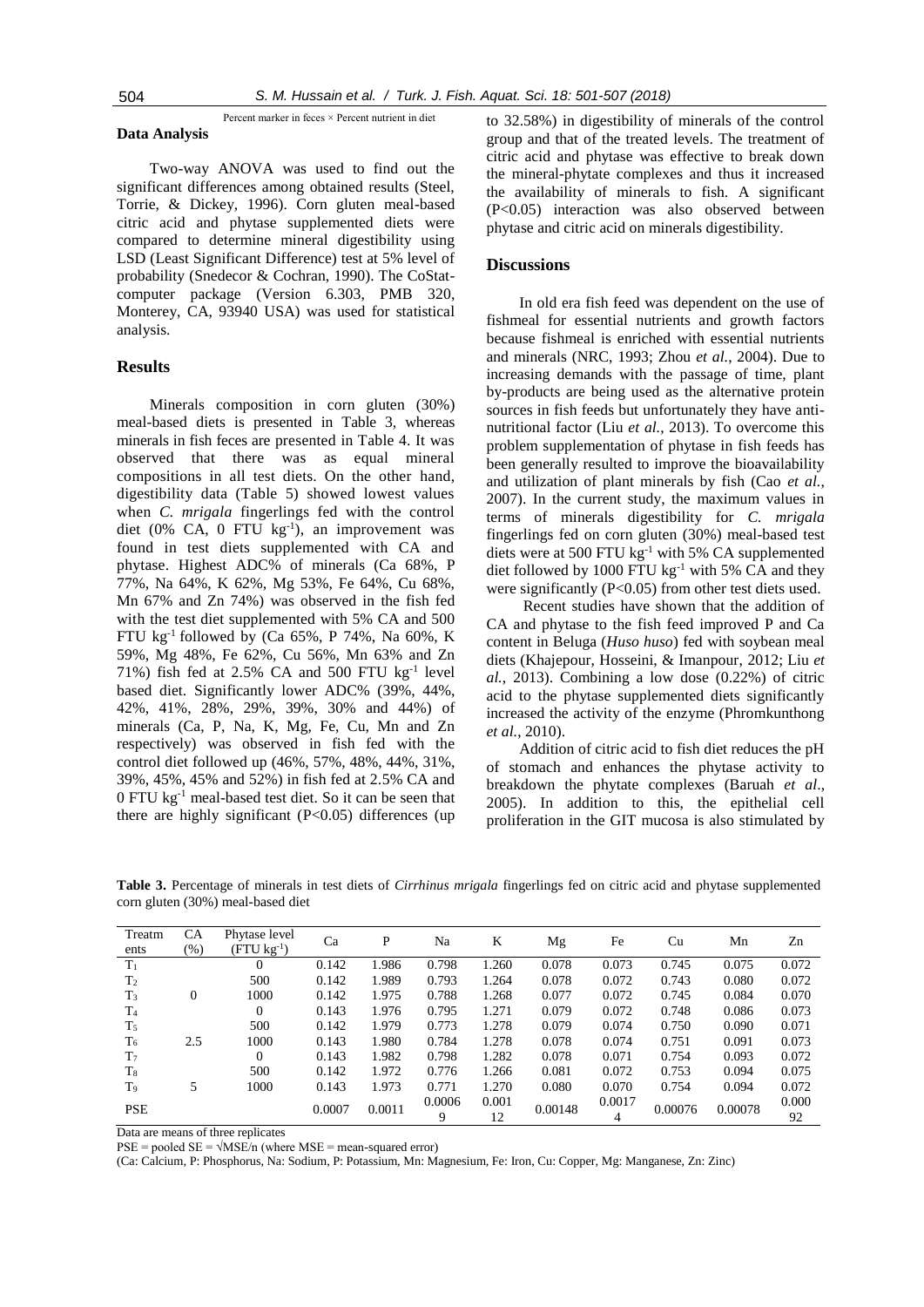Percent marker in feces × Percent nutrient in diet

### Data Analysis

Two-way ANOVA was used to find out the significant differences among obtained results (Steel, Torrie, & Dickey, 1996). Corn gluten meal-based citric acid and phytase supplemented diets were compared to determine mineral digestibility using LSD (Least Significant Difference) test at 5% level of probability (Snedecor & Cochran, 1990). The CoStat-computer package (Version 6.303, PMB 320, Monterey, CA, 93940 USA) was used for statistical analysis.

## Results

Minerals composition in corn gluten (30%) meal-based diets is presented in Table 3, whereas minerals in fish feces are presented in Table 4. It was observed that there was as equal mineral compositions in all test diets. On the other hand, digestibility data (Table 5) showed lowest values when *C. mrigala* fingerlings fed with the control diet (0% CA, 0 FTU kg$^{-1}$), an improvement was found in test diets supplemented with CA and phytase. Highest ADC% of minerals (Ca 68%, P 77%, Na 64%, K 62%, Mg 53%, Fe 64%, Cu 68%, Mn 67% and Zn 74%) was observed in the fish fed with the test diet supplemented with 5% CA and 500 FTU kg$^{-1}$ followed by (Ca 65%, P 74%, Na 60%, K 59%, Mg 48%, Fe 62%, Cu 56%, Mn 63% and Zn 71%) fish fed at 2.5% CA and 500 FTU kg$^{-1}$ level based diet. Significantly lower ADC% (39%, 44%, 42%, 41%, 28%, 29%, 39%, 30% and 44%) of minerals (Ca, P, Na, K, Mg, Fe, Cu, Mn and Zn respectively) was observed in fish fed with the control diet followed up (46%, 57%, 48%, 44%, 31%, 39%, 45%, 45% and 52%) in fish fed at 2.5% CA and 0 FTU kg$^{-1}$ meal-based test diet. So it can be seen that there are highly significant ($P<0.05$) differences (up to 32.58%) in digestibility of minerals of the control group and that of the treated levels. The treatment of citric acid and phytase was effective to break down the mineral-phytate complexes and thus it increased the availability of minerals to fish. A significant ($P<0.05$) interaction was also observed between phytase and citric acid on minerals digestibility.

## Discussions

In old era fish feed was dependent on the use of fishmeal for essential nutrients and growth factors because fishmeal is enriched with essential nutrients and minerals (NRC, 1993; Zhou *et al.*, 2004). Due to increasing demands with the passage of time, plant by-products are being used as the alternative protein sources in fish feeds but unfortunately they have anti-nutritional factor (Liu *et al.*, 2013). To overcome this problem supplementation of phytase in fish feeds has been generally resulted to improve the bioavailability and utilization of plant minerals by fish (Cao *et al.*, 2007). In the current study, the maximum values in terms of minerals digestibility for *C. mrigala* fingerlings fed on corn gluten (30%) meal-based test diets were at 500 FTU kg$^{-1}$ with 5% CA supplemented diet followed by 1000 FTU kg$^{-1}$ with 5% CA and they were significantly ($P<0.05$) from other test diets used.

Recent studies have shown that the addition of CA and phytase to the fish feed improved P and Ca content in Beluga (*Huso huso*) fed with soybean meal diets (Khajepour, Hosseini, & Imanpour, 2012; Liu *et al.*, 2013). Combining a low dose (0.22%) of citric acid to the phytase supplemented diets significantly increased the activity of the enzyme (Phromkunthong *et al.*, 2010).

Addition of citric acid to fish diet reduces the pH of stomach and enhances the phytase activity to breakdown the phytate complexes (Baruah *et al.*, 2005). In addition to this, the epithelial cell proliferation in the GIT mucosa is also stimulated by

**Table 3.** Percentage of minerals in test diets of *Cirrhinus mrigala* fingerlings fed on citric acid and phytase supplemented corn gluten (30%) meal-based diet

| Treatments | CA (%) | Phytase level (FTU kg$^{-1}$) | Ca | P | Na | K | Mg | Fe | Cu | Mn | Zn |
|---|---|---|---|---|---|---|---|---|---|---|---|
| $T_1$ | | 0 | 0.142 | 1.986 | 0.798 | 1.260 | 0.078 | 0.073 | 0.745 | 0.075 | 0.072 |
| $T_2$ | | 500 | 0.142 | 1.989 | 0.793 | 1.264 | 0.078 | 0.072 | 0.743 | 0.080 | 0.072 |
| $T_3$ | 0 | 1000 | 0.142 | 1.975 | 0.788 | 1.268 | 0.077 | 0.072 | 0.745 | 0.084 | 0.070 |
| $T_4$ | | 0 | 0.143 | 1.976 | 0.795 | 1.271 | 0.079 | 0.072 | 0.748 | 0.086 | 0.073 |
| $T_5$ | | 500 | 0.142 | 1.979 | 0.773 | 1.278 | 0.079 | 0.074 | 0.750 | 0.090 | 0.071 |
| $T_6$ | 2.5 | 1000 | 0.143 | 1.980 | 0.784 | 1.278 | 0.078 | 0.074 | 0.751 | 0.091 | 0.073 |
| $T_7$ | | 0 | 0.143 | 1.982 | 0.798 | 1.282 | 0.078 | 0.071 | 0.754 | 0.093 | 0.072 |
| $T_8$ | | 500 | 0.142 | 1.972 | 0.776 | 1.266 | 0.081 | 0.072 | 0.753 | 0.094 | 0.075 |
| $T_9$ | 5 | 1000 | 0.143 | 1.973 | 0.771 | 1.270 | 0.080 | 0.070 | 0.754 | 0.094 | 0.072 |
| PSE | | | 0.0007 | 0.0011 | 0.00069 | 0.00112 | 0.00148 | 0.00174 | 0.00076 | 0.00078 | 0.00092 |

Data are means of three replicates

PSE = pooled SE = $\sqrt{MSE/n}$ (where MSE = mean-squared error)

(Ca: Calcium, P: Phosphorus, Na: Sodium, P: Potassium, Mn: Magnesium, Fe: Iron, Cu: Copper, Mg: Manganese, Zn: Zinc)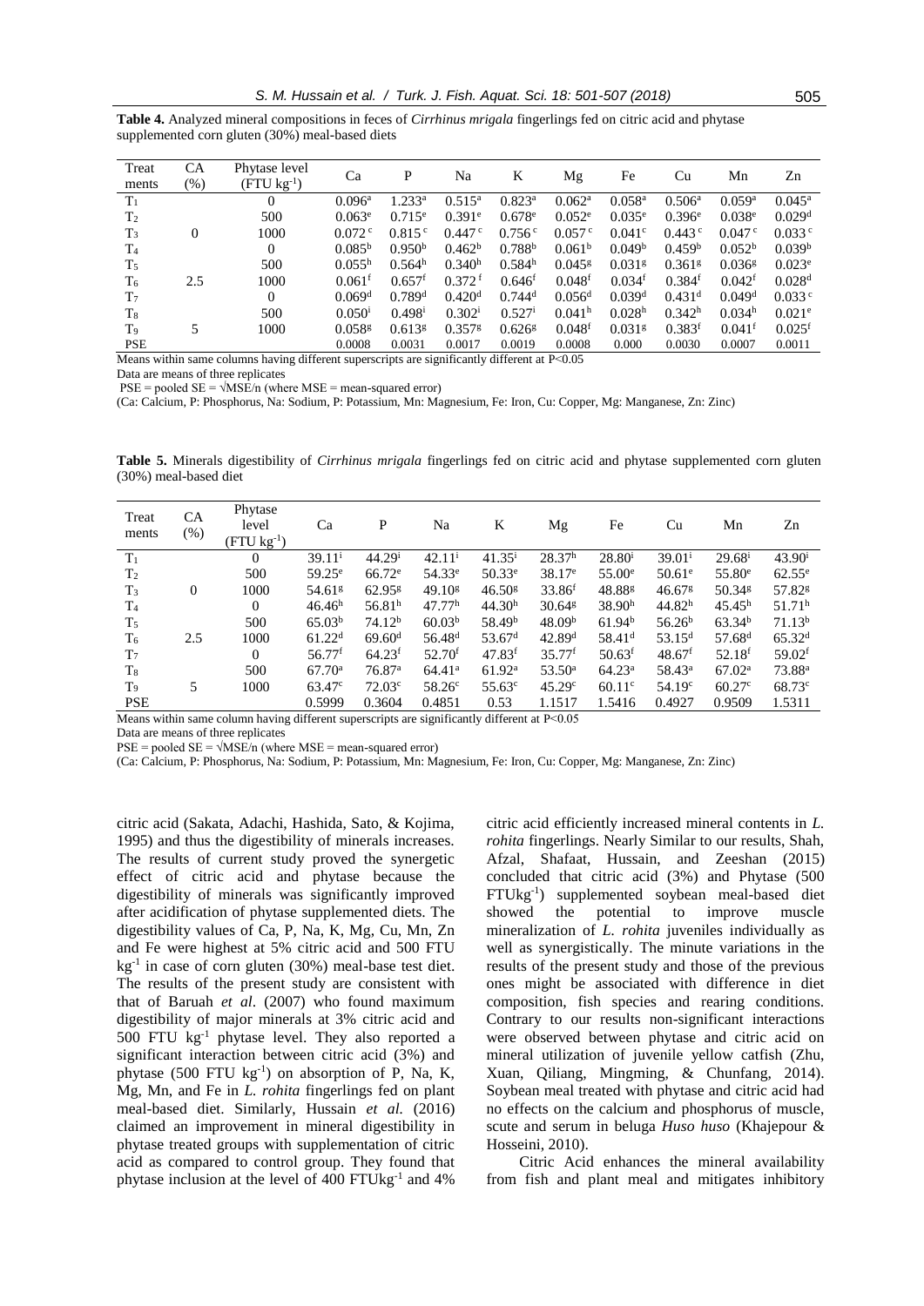**Table 4.** Analyzed mineral compositions in feces of *Cirrhinus mrigala* fingerlings fed on citric acid and phytase supplemented corn gluten (30%) meal-based diets

| Treatments | CA (%) | Phytase level (FTU kg$^{-1}$) | Ca | P | Na | K | Mg | Fe | Cu | Mn | Zn |
|---|---|---|---|---|---|---|---|---|---|---|---|
| $T_1$ | | 0 | 0.096$^a$ | 1.233$^a$ | 0.515$^a$ | 0.823$^a$ | 0.062$^a$ | 0.058$^a$ | 0.506$^a$ | 0.059$^a$ | 0.045$^a$ |
| $T_2$ | | 500 | 0.063$^e$ | 0.715$^e$ | 0.391$^e$ | 0.678$^e$ | 0.052$^e$ | 0.035$^e$ | 0.396$^e$ | 0.038$^e$ | 0.029$^d$ |
| $T_3$ | 0 | 1000 | 0.072$^c$ | 0.815$^c$ | 0.447$^c$ | 0.756$^c$ | 0.057$^c$ | 0.041$^c$ | 0.443$^c$ | 0.047$^c$ | 0.033$^c$ |
| $T_4$ | | 0 | 0.085$^b$ | 0.950$^b$ | 0.462$^b$ | 0.788$^b$ | 0.061$^b$ | 0.049$^b$ | 0.459$^b$ | 0.052$^b$ | 0.039$^b$ |
| $T_5$ | | 500 | 0.055$^h$ | 0.564$^h$ | 0.340$^h$ | 0.584$^h$ | 0.045$^g$ | 0.031$^g$ | 0.361$^g$ | 0.036$^g$ | 0.023$^e$ |
| $T_6$ | 2.5 | 1000 | 0.061$^f$ | 0.657$^f$ | 0.372$^f$ | 0.646$^f$ | 0.048$^f$ | 0.034$^f$ | 0.384$^f$ | 0.042$^f$ | 0.028$^d$ |
| $T_7$ | | 0 | 0.069$^d$ | 0.789$^d$ | 0.420$^d$ | 0.744$^d$ | 0.056$^d$ | 0.039$^d$ | 0.431$^d$ | 0.049$^d$ | 0.033$^c$ |
| $T_8$ | | 500 | 0.050$^i$ | 0.498$^i$ | 0.302$^i$ | 0.527$^i$ | 0.041$^h$ | 0.028$^h$ | 0.342$^h$ | 0.034$^h$ | 0.021$^e$ |
| $T_9$ | 5 | 1000 | 0.058$^g$ | 0.613$^g$ | 0.357$^g$ | 0.626$^g$ | 0.048$^f$ | 0.031$^g$ | 0.383$^f$ | 0.041$^f$ | 0.025$^f$ |
| PSE | | | 0.0008 | 0.0031 | 0.0017 | 0.0019 | 0.0008 | 0.000 | 0.0030 | 0.0007 | 0.0011 |

Means within same columns having different superscripts are significantly different at P<0.05

Data are means of three replicates

PSE = pooled SE = √MSE/n (where MSE = mean-squared error)

(Ca: Calcium, P: Phosphorus, Na: Sodium, P: Potassium, Mn: Magnesium, Fe: Iron, Cu: Copper, Mg: Manganese, Zn: Zinc)

**Table 5.** Minerals digestibility of *Cirrhinus mrigala* fingerlings fed on citric acid and phytase supplemented corn gluten (30%) meal-based diet

| Treatments | CA (%) | Phytase level (FTU kg$^{-1}$) | Ca | P | Na | K | Mg | Fe | Cu | Mn | Zn |
|---|---|---|---|---|---|---|---|---|---|---|---|
| $T_1$ | | 0 | 39.11$^i$ | 44.29$^i$ | 42.11$^i$ | 41.35$^i$ | 28.37$^h$ | 28.80$^i$ | 39.01$^i$ | 29.68$^i$ | 43.90$^i$ |
| $T_2$ | | 500 | 59.25$^e$ | 66.72$^e$ | 54.33$^e$ | 50.33$^e$ | 38.17$^e$ | 55.00$^e$ | 50.61$^e$ | 55.80$^e$ | 62.55$^e$ |
| $T_3$ | 0 | 1000 | 54.61$^g$ | 62.95$^g$ | 49.10$^g$ | 46.50$^g$ | 33.86$^f$ | 48.88$^g$ | 46.67$^g$ | 50.34$^g$ | 57.82$^g$ |
| $T_4$ | | 0 | 46.46$^h$ | 56.81$^h$ | 47.77$^h$ | 44.30$^h$ | 30.64$^g$ | 38.90$^h$ | 44.82$^h$ | 45.45$^h$ | 51.71$^h$ |
| $T_5$ | | 500 | 65.03$^b$ | 74.12$^b$ | 60.03$^b$ | 58.49$^b$ | 48.09$^b$ | 61.94$^b$ | 56.26$^b$ | 63.34$^b$ | 71.13$^b$ |
| $T_6$ | 2.5 | 1000 | 61.22$^d$ | 69.60$^d$ | 56.48$^d$ | 53.67$^d$ | 42.89$^d$ | 58.41$^d$ | 53.15$^d$ | 57.68$^d$ | 65.32$^d$ |
| $T_7$ | | 0 | 56.77$^f$ | 64.23$^f$ | 52.70$^f$ | 47.83$^f$ | 35.77$^f$ | 50.63$^f$ | 48.67$^f$ | 52.18$^f$ | 59.02$^f$ |
| $T_8$ | | 500 | 67.70$^a$ | 76.87$^a$ | 64.41$^a$ | 61.92$^a$ | 53.50$^a$ | 64.23$^a$ | 58.43$^a$ | 67.02$^a$ | 73.88$^a$ |
| $T_9$ | 5 | 1000 | 63.47$^c$ | 72.03$^c$ | 58.26$^c$ | 55.63$^c$ | 45.29$^c$ | 60.11$^c$ | 54.19$^c$ | 60.27$^c$ | 68.73$^c$ |
| PSE | | | 0.5999 | 0.3604 | 0.4851 | 0.53 | 1.1517 | 1.5416 | 0.4927 | 0.9509 | 1.5311 |

Means within same column having different superscripts are significantly different at P<0.05

Data are means of three replicates

PSE = pooled SE = √MSE/n (where MSE = mean-squared error)

(Ca: Calcium, P: Phosphorus, Na: Sodium, P: Potassium, Mn: Magnesium, Fe: Iron, Cu: Copper, Mg: Manganese, Zn: Zinc)

citric acid (Sakata, Adachi, Hashida, Sato, & Kojima, 1995) and thus the digestibility of minerals increases. The results of current study proved the synergetic effect of citric acid and phytase because the digestibility of minerals was significantly improved after acidification of phytase supplemented diets. The digestibility values of Ca, P, Na, K, Mg, Cu, Mn, Zn and Fe were highest at 5% citric acid and 500 FTU kg$^{-1}$ in case of corn gluten (30%) meal-base test diet. The results of the present study are consistent with that of Baruah *et al*. (2007) who found maximum digestibility of major minerals at 3% citric acid and 500 FTU kg$^{-1}$ phytase level. They also reported a significant interaction between citric acid (3%) and phytase (500 FTU kg$^{-1}$) on absorption of P, Na, K, Mg, Mn, and Fe in *L. rohita* fingerlings fed on plant meal-based diet. Similarly, Hussain *et al.* (2016) claimed an improvement in mineral digestibility in phytase treated groups with supplementation of citric acid as compared to control group. They found that phytase inclusion at the level of 400 FTUkg$^{-1}$ and 4% citric acid efficiently increased mineral contents in *L. rohita* fingerlings. Nearly Similar to our results, Shah, Afzal, Shafaat, Hussain, and Zeeshan (2015) concluded that citric acid (3%) and Phytase (500 FTUkg$^{-1}$) supplemented soybean meal-based diet showed the potential to improve muscle mineralization of *L. rohita* juveniles individually as well as synergistically. The minute variations in the results of the present study and those of the previous ones might be associated with difference in diet composition, fish species and rearing conditions. Contrary to our results non-significant interactions were observed between phytase and citric acid on mineral utilization of juvenile yellow catfish (Zhu, Xuan, Qiliang, Mingming, & Chunfang, 2014). Soybean meal treated with phytase and citric acid had no effects on the calcium and phosphorus of muscle, scute and serum in beluga *Huso huso* (Khajepour & Hosseini, 2010).

Citric Acid enhances the mineral availability from fish and plant meal and mitigates inhibitory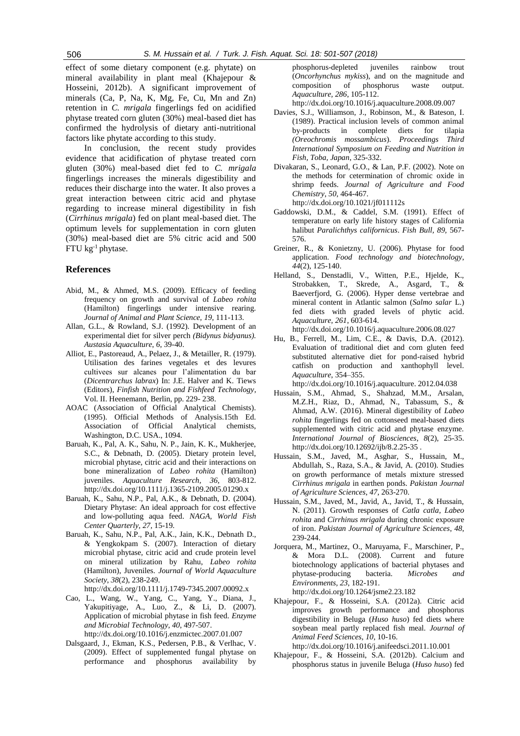effect of some dietary component (e.g. phytate) on mineral availability in plant meal (Khajepour & Hosseini, 2012b). A significant improvement of minerals (Ca, P, Na, K, Mg, Fe, Cu, Mn and Zn) retention in *C. mrigala* fingerlings fed on acidified phytase treated corn gluten (30%) meal-based diet has confirmed the hydrolysis of dietary anti-nutritional factors like phytate according to this study.

In conclusion, the recent study provides evidence that acidification of phytase treated corn gluten (30%) meal-based diet fed to *C. mrigala* fingerlings increases the minerals digestibility and reduces their discharge into the water. It also proves a great interaction between citric acid and phytase regarding to increase mineral digestibility in fish (*Cirrhinus mrigala*) fed on plant meal-based diet. The optimum levels for supplementation in corn gluten (30%) meal-based diet are 5% citric acid and 500 FTU $kg^{-1}$ phytase.

## References

Abid, M., & Ahmed, M.S. (2009). Efficacy of feeding frequency on growth and survival of *Labeo rohita* (Hamilton) fingerlings under intensive rearing. *Journal of Animal and Plant Science, 19*, 111-113.

Allan, G.L., & Rowland, S.J. (1992). Development of an experimental diet for silver perch *(Bidynus bidyanus). Austasia Aquaculture*, *6*, 39-40.

Alliot, E., Pastoreaud, A., Pelaez, J., & Metailler, R. (1979). Utilisation des farines vegetales et des levures cultivees sur alcanes pour l'alimentation du bar (*Dicentrarchus labrax*) In: J.E. Halver and K. Tiews (Editors), *Finfish Nutrition and Fishfeed Technology*, Vol. II. Heenemann, Berlin, pp. 229- 238.

AOAC (Association of Official Analytical Chemists). (1995). Official Methods of Analysis.15th Ed. Association of Official Analytical chemists, Washington, D.C. USA., 1094.

Baruah, K., Pal, A. K., Sahu, N. P., Jain, K. K., Mukherjee, S.C., & Debnath, D. (2005). Dietary protein level, microbial phytase, citric acid and their interactions on bone mineralization of *Labeo rohita* (Hamilton) juveniles. *Aquaculture Research*, *36*, 803-812. http://dx.doi.org/10.1111/j.1365-2109.2005.01290.x

Baruah, K., Sahu, N.P., Pal, A.K., & Debnath, D. (2004). Dietary Phytase: An ideal approach for cost effective and low-polluting aqua feed. *NAGA, World Fish Center Quarterly*, *27*, 15-19.

Baruah, K., Sahu, N.P., Pal, A.K., Jain, K.K., Debnath D., & Yengkokpam S. (2007). Interaction of dietary microbial phytase, citric acid and crude protein level on mineral utilization by Rahu, *Labeo rohita* (Hamilton), Juveniles. *Journal of World Aquaculture Society*, *38*(2), 238-249. http://dx.doi.org/10.1111/j.1749-7345.2007.00092.x

Cao, L., Wang, W., Yang, C., Yang, Y., Diana, J., Yakupitiyage, A., Luo, Z., & Li, D. (2007). Application of microbial phytase in fish feed. *Enzyme and Microbial Technology*, *40*, 497-507. http://dx.doi.org/10.1016/j.enzmictec.2007.01.007

Dalsgaard, J., Ekman, K.S., Pedersen, P.B., & Verlhac, V. (2009). Effect of supplemented fungal phytase on performance and phosphorus availability by phosphorus-depleted juveniles rainbow trout (*Oncorhynchus mykiss*), and on the magnitude and composition of phosphorus waste output. *Aquaculture, 286*, 105-112. http://dx.doi.org/10.1016/j.aquaculture.2008.09.007

Davies, S.J., Williamson, J., Robinson, M., & Bateson, I. (1989). Practical inclusion levels of common animal by-products in complete diets for tilapia *(Oreochromis mossambicus*). *Proceedings Third International Symposium on Feeding and Nutrition in Fish, Toba, Japan*, 325-332.

Divakaran, S., Leonard, G.O., & Lan, P.F. (2002). Note on the methods for cetermination of chromic oxide in shrimp feeds. *Journal of Agriculture and Food Chemistry*, *50*, 464-467. http://dx.doi.org/10.1021/jf011112s

Gaddowski, D.M., & Caddel, S.M. (1991). Effect of temperature on early life history stages of California halibut *Paralichthys californicus*. *Fish Bull, 89,* 567-576.

Greiner, R., & Konietzny, U. (2006). Phytase for food application. *Food technology and biotechnology*, *44*(2), 125-140.

Helland, S., Denstadli, V., Witten, P.E., Hjelde, K., Strobakken, T., Skrede, A., Asgard, T., & Baeverfjord, G. (2006). Hyper dense vertebrae and mineral content in Atlantic salmon (*Salmo salar* L.) fed diets with graded levels of phytic acid. *Aquaculture*, *261*, 603-614. http://dx.doi.org/10.1016/j.aquaculture.2006.08.027

Hu, B., Ferrell, M., Lim, C.E., & Davis, D.A. (2012). Evaluation of traditional diet and corn gluten feed substituted alternative diet for pond-raised hybrid catfish on production and xanthophyll level. *Aquaculture*, 354–355. http://dx.doi.org/10.1016/j.aquaculture. 2012.04.038

Hussain, S.M., Ahmad, S., Shahzad, M.M., Arsalan, M.Z.H., Riaz, D., Ahmad, N., Tabassum, S., & Ahmad, A.W. (2016). Mineral digestibility of *Labeo rohita* fingerlings fed on cottonseed meal-based diets supplemented with citric acid and phytase enzyme. *International Journal of Biosciences*, *8*(2), 25-35. http://dx.doi.org/10.12692/ijb/8.2.25-35 .

Hussain, S.M., Javed, M., Asghar, S., Hussain, M., Abdullah, S., Raza, S.A., & Javid, A. (2010). Studies on growth performance of metals mixture stressed *Cirrhinus mrigala* in earthen ponds. *Pakistan Journal of Agriculture Sciences*, *47*, 263-270.

Hussain, S.M., Javed, M., Javid, A., Javid, T., & Hussain, N. (2011). Growth responses of *Catla catla*, *Labeo rohita* and *Cirrhinus mrigala* during chronic exposure of iron. *Pakistan Journal of Agriculture Sciences*, *48*, 239-244.

Jorquera, M., Martinez, O., Maruyama, F., Marschiner, P., & Mora D.L. (2008). Current and future biotechnology applications of bacterial phytases and phytase-producing bacteria. *Microbes and Environments*, *23*, 182-191. http://dx.doi.org/10.1264/jsme2.23.182

Khajepour, F., & Hosseini, S.A. (2012a). Citric acid improves growth performance and phosphorus digestibility in Beluga (*Huso huso*) fed diets where soybean meal partly replaced fish meal. *Journal of Animal Feed Sciences*, *10*, 10-16. http://dx.doi.org/10.1016/j.anifeedsci.2011.10.001

Khajepour, F., & Hosseini, S.A. (2012b). Calcium and phosphorus status in juvenile Beluga (*Huso huso*) fed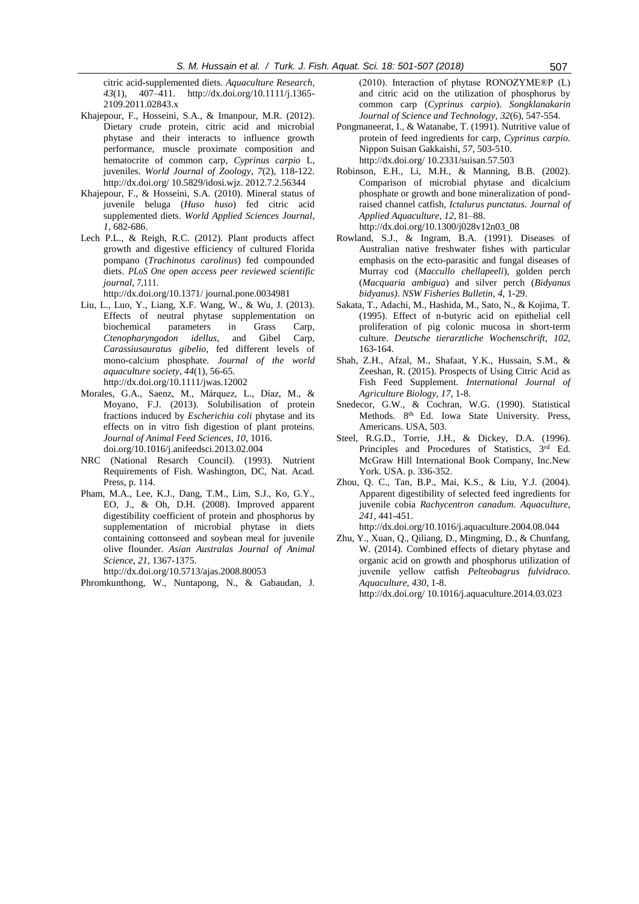citric acid-supplemented diets. *Aquaculture Research*, *43*(1), 407–411. http://dx.doi.org/10.1111/j.1365-2109.2011.02843.x

Khajepour, F., Hosseini, S.A., & Imanpour, M.R. (2012). Dietary crude protein, citric acid and microbial phytase and their interacts to influence growth performance, muscle proximate composition and hematocrite of common carp, *Cyprinus carpio* L, juveniles. *World Journal of Zoology*, *7*(2), 118-122. http://dx.doi.org/ 10.5829/idosi.wjz. 2012.7.2.56344

Khajepour, F., & Hosseini, S.A. (2010). Mineral status of juvenile beluga (*Huso huso*) fed citric acid supplemented diets. *World Applied Sciences Journal*, *1*, 682-686.

Lech P.L., & Reigh, R.C. (2012). Plant products affect growth and digestive efficiency of cultured Florida pompano (*Trachinotus carolinus*) fed compounded diets. *PLoS One open access peer reviewed scientific journal*, *7*,111. http://dx.doi.org/10.1371/ journal.pone.0034981

Liu, L., Luo, Y., Liang, X.F. Wang, W., & Wu, J. (2013). Effects of neutral phytase supplementation on biochemical parameters in Grass Carp, *Ctenopharyngodon idellus*, and Gibel Carp, *Carassiusauratus gibelio*, fed different levels of mono-calcium phosphate. *Journal of the world aquaculture society*, *44*(1), 56-65. http://dx.doi.org/10.1111/jwas.12002

Morales, G.A., Saenz, M., Márquez, L., Díaz, M., & Moyano, F.J. (2013). Solubilisation of protein fractions induced by *Escherichia coli* phytase and its effects on in vitro fish digestion of plant proteins. *Journal of Animal Feed Sciences, 10*, 1016. doi.org/10.1016/j.anifeedsci.2013.02.004

NRC (National Resarch Council). (1993). Nutrient Requirements of Fish. Washington, DC, Nat. Acad. Press, p. 114.

Pham, M.A., Lee, K.J., Dang, T.M., Lim, S.J., Ko, G.Y., EO, J., & Oh, D.H. (2008). Improved apparent digestibility coefficient of protein and phosphorus by supplementation of microbial phytase in diets containing cottonseed and soybean meal for juvenile olive flounder. *Asian Australas Journal of Animal Science*, *21*, 1367-1375. http://dx.doi.org/10.5713/ajas.2008.80053

Phromkunthong, W., Nuntapong, N., & Gabaudan, J. (2010). Interaction of phytase RONOZYME®P (L) and citric acid on the utilization of phosphorus by common carp (*Cyprinus carpio*). *Songklanakarin Journal of Science and Technology*, *32*(6), 547-554.

Pongmaneerat, I., & Watanabe, T. (1991). Nutritive value of protein of feed ingredients for carp, *Cyprinus carpio.* Nippon Suisan Gakkaishi, *57*, 503-510. http://dx.doi.org/ 10.2331/suisan.57.503

Robinson, E.H., Li, M.H., & Manning, B.B. (2002). Comparison of microbial phytase and dicalcium phosphate or growth and bone mineralization of pond-raised channel catfish, *Ictalurus punctatus*. *Journal of Applied Aquaculture*, *12*, 81–88. http://dx.doi.org/10.1300/j028v12n03_08

Rowland, S.J., & Ingram, B.A. (1991). Diseases of Australian native freshwater fishes with particular emphasis on the ecto-parasitic and fungal diseases of Murray cod (*Maccullo chellapeeli*), golden perch (*Macquaria ambigua*) and silver perch (*Bidyanus bidyanus)*. *NSW Fisheries Bulletin*, *4*, 1-29.

Sakata, T., Adachi, M., Hashida, M., Sato, N., & Kojima, T. (1995). Effect of n-butyric acid on epithelial cell proliferation of pig colonic mucosa in short-term culture. *Deutsche tierarztliche Wochenschrift*, *102*, 163-164.

Shah, Z.H., Afzal, M., Shafaat, Y.K., Hussain, S.M., & Zeeshan, R. (2015). Prospects of Using Citric Acid as Fish Feed Supplement. *International Journal of Agriculture Biology*, *17*, 1-8.

Snedecor, G.W., & Cochran, W.G. (1990). Statistical Methods. 8th Ed. Iowa State University. Press, Americans. USA, 503.

Steel, R.G.D., Torrie, J.H., & Dickey, D.A. (1996). Principles and Procedures of Statistics, 3rd Ed. McGraw Hill International Book Company, Inc.New York. USA. p. 336-352.

Zhou, Q. C., Tan, B.P., Mai, K.S., & Liu, Y.J. (2004). Apparent digestibility of selected feed ingredients for juvenile cobia *Rachycentron canadum*. *Aquaculture*, *241*, 441-451. http://dx.doi.org/10.1016/j.aquaculture.2004.08.044

Zhu, Y., Xuan, Q., Qiliang, D., Mingming, D., & Chunfang, W. (2014). Combined effects of dietary phytase and organic acid on growth and phosphorus utilization of juvenile yellow catfish *Pelteobagrus fulvidraco. Aquaculture*, *430*, 1-8. http://dx.doi.org/ 10.1016/j.aquaculture.2014.03.023